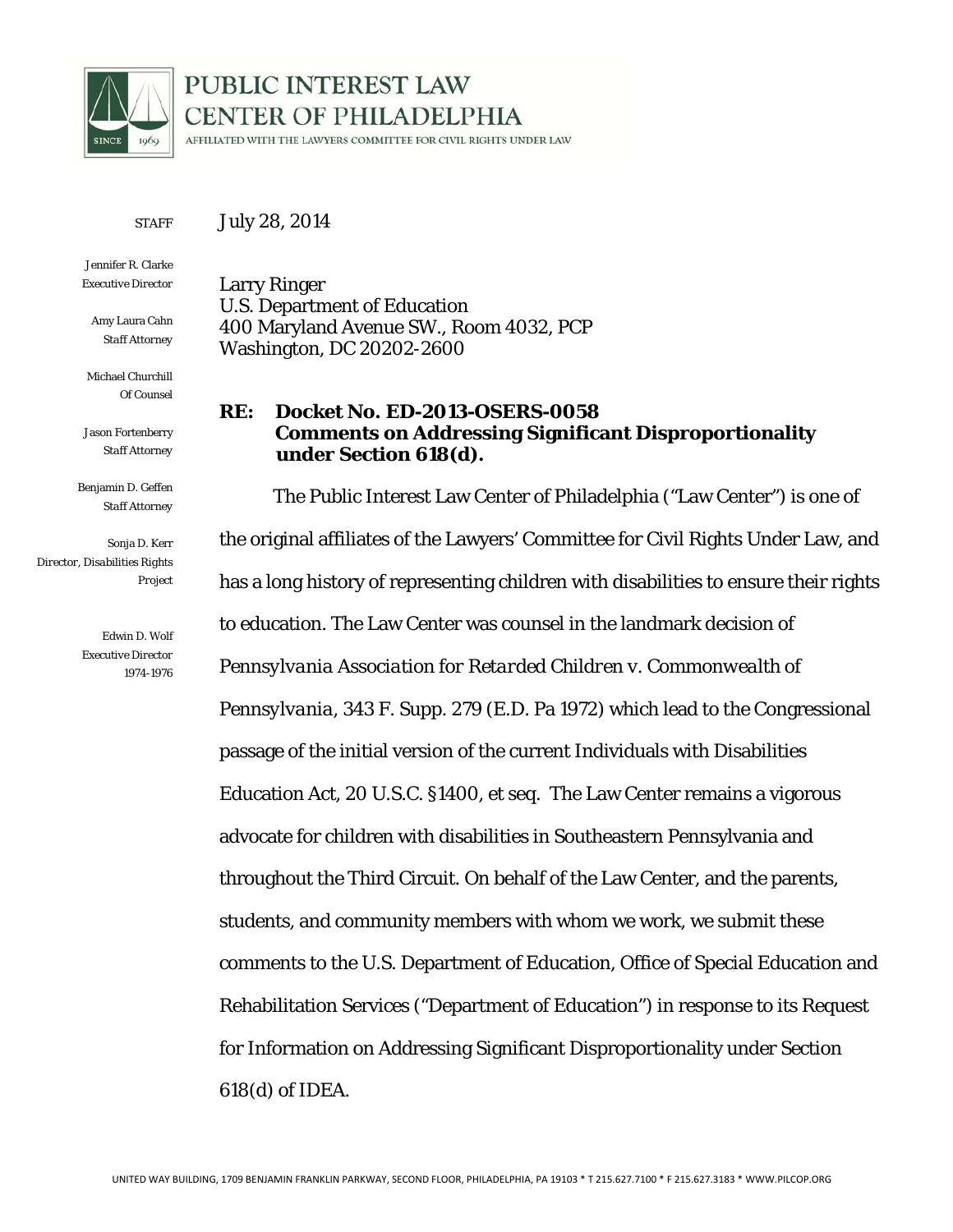# PUBLIC INTEREST LAW CENTER OF PHILADELPHIA

AFFILIATED WITH THE LAWYERS COMMITTEE FOR CIVIL RIGHTS UNDER LAW

STAFF

Jennifer R. Clarke
Executive Director

Amy Laura Cahn
Staff Attorney

Michael Churchill
Of Counsel

Jason Fortenberry
Staff Attorney

Benjamin D. Geffen
Staff Attorney

Sonja D. Kerr
Director, Disabilities Rights Project

Edwin D. Wolf
Executive Director
1974-1976

July 28, 2014

Larry Ringer
U.S. Department of Education
400 Maryland Avenue SW., Room 4032, PCP
Washington, DC 20202-2600

**RE: Docket No. ED-2013-OSERS-0058
Comments on Addressing Significant Disproportionality under Section 618(d).**

The Public Interest Law Center of Philadelphia ("Law Center") is one of the original affiliates of the Lawyers' Committee for Civil Rights Under Law, and has a long history of representing children with disabilities to ensure their rights to education. The Law Center was counsel in the landmark decision of *Pennsylvania Association for Retarded Children v. Commonwealth of Pennsylvania*, 343 F. Supp. 279 (E.D. Pa 1972) which lead to the Congressional passage of the initial version of the current Individuals with Disabilities Education Act, 20 U.S.C. §1400, et seq. The Law Center remains a vigorous advocate for children with disabilities in Southeastern Pennsylvania and throughout the Third Circuit. On behalf of the Law Center, and the parents, students, and community members with whom we work, we submit these comments to the U.S. Department of Education, Office of Special Education and Rehabilitation Services ("Department of Education") in response to its Request for Information on Addressing Significant Disproportionality under Section 618(d) of IDEA.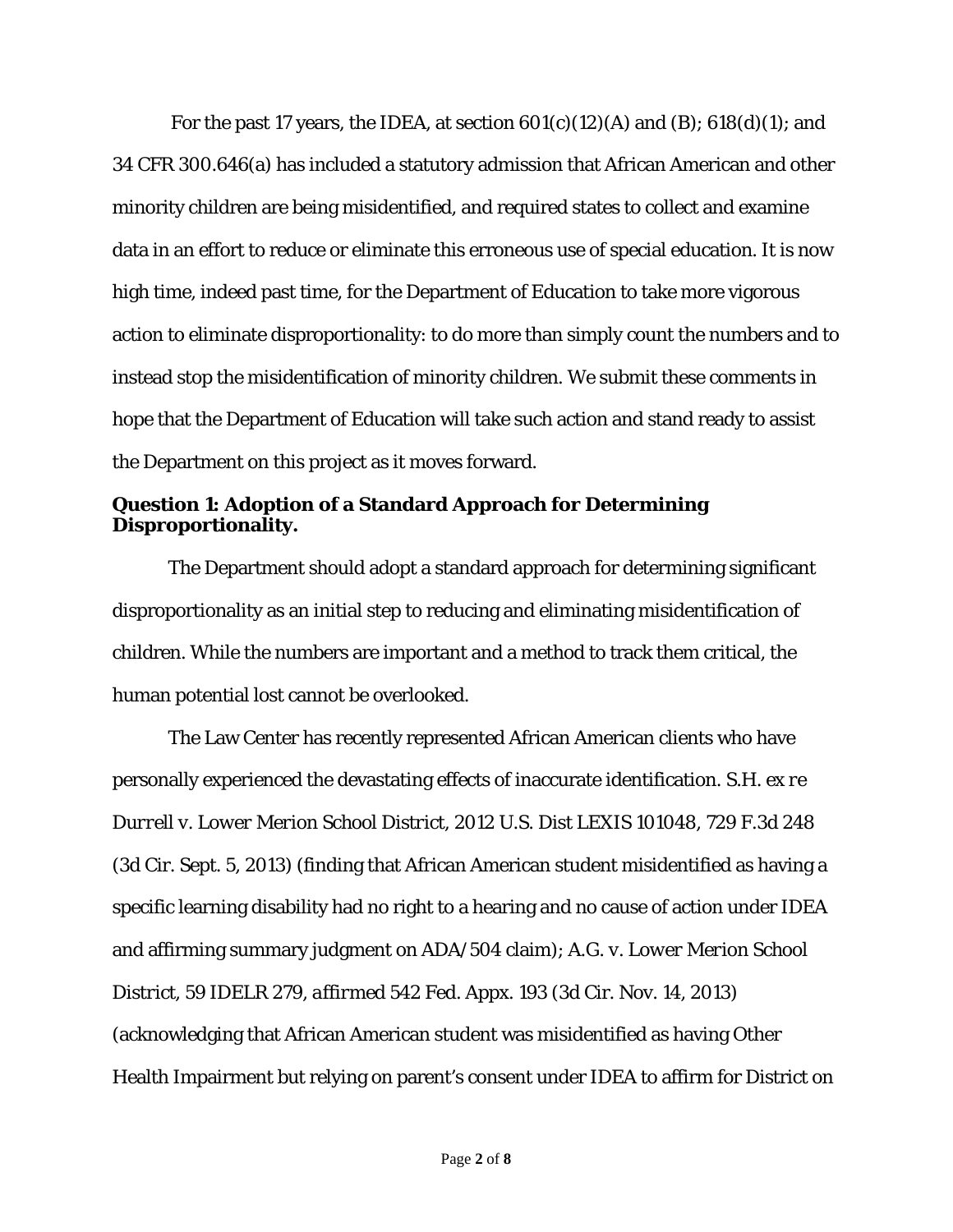For the past 17 years, the IDEA, at section 601(c)(12)(A) and (B); 618(d)(1); and 34 CFR 300.646(a) has included a statutory admission that African American and other minority children are being misidentified, and required states to collect and examine data in an effort to reduce or eliminate this erroneous use of special education. It is now high time, indeed past time, for the Department of Education to take more vigorous action to eliminate disproportionality: to do more than simply count the numbers and to instead stop the misidentification of minority children. We submit these comments in hope that the Department of Education will take such action and stand ready to assist the Department on this project as it moves forward.

**Question 1: Adoption of a Standard Approach for Determining Disproportionality.**

The Department should adopt a standard approach for determining significant disproportionality as an initial step to reducing and eliminating misidentification of children. While the numbers are important and a method to track them critical, the human potential lost cannot be overlooked.

The Law Center has recently represented African American clients who have personally experienced the devastating effects of inaccurate identification. *S.H. ex re Durrell v. Lower Merion School District*, 2012 U.S. Dist LEXIS 101048, 729 F.3d 248 (3d Cir. Sept. 5, 2013) (finding that African American student misidentified as having a specific learning disability had no right to a hearing and no cause of action under IDEA and affirming summary judgment on ADA/504 claim); *A.G. v. Lower Merion School District*, 59 IDELR 279, *affirmed* 542 Fed. Appx. 193 (3d Cir. Nov. 14, 2013) (acknowledging that African American student was misidentified as having Other Health Impairment but relying on parent's consent under IDEA to affirm for District on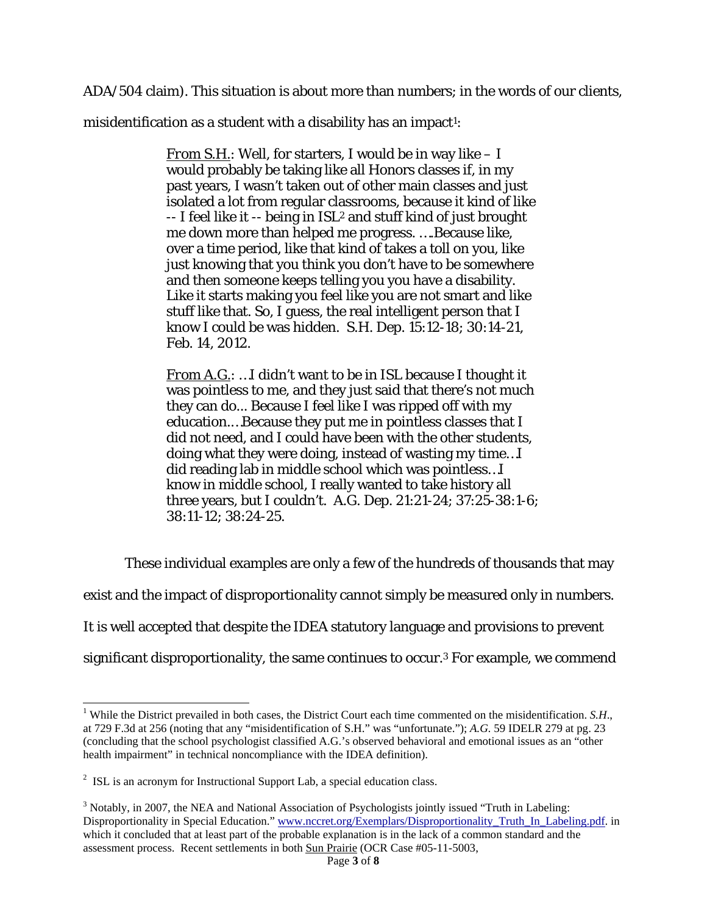ADA/504 claim). This situation is about more than numbers; in the words of our clients, misidentification as a student with a disability has an impact[1]:

> From S.H.: Well, for starters, I would be in way like – I would probably be taking like all Honors classes if, in my past years, I wasn't taken out of other main classes and just isolated a lot from regular classrooms, because it kind of like -- I feel like it -- being in ISL[2] and stuff kind of just brought me down more than helped me progress. ….Because like, over a time period, like that kind of takes a toll on you, like just knowing that you think you don't have to be somewhere and then someone keeps telling you you have a disability. Like it starts making you feel like you are not smart and like stuff like that. So, I guess, the real intelligent person that I know I could be was hidden. S.H. Dep. 15:12-18; 30:14-21, Feb. 14, 2012.

> From A.G.: …I didn't want to be in ISL because I thought it was pointless to me, and they just said that there's not much they can do... Because I feel like I was ripped off with my education….Because they put me in pointless classes that I did not need, and I could have been with the other students, doing what they were doing, instead of wasting my time…I did reading lab in middle school which was pointless…I know in middle school, I really wanted to take history all three years, but I couldn't. A.G. Dep. 21:21-24; 37:25-38:1-6; 38:11-12; 38:24-25.

These individual examples are only a few of the hundreds of thousands that may exist and the impact of disproportionality cannot simply be measured only in numbers. It is well accepted that despite the IDEA statutory language and provisions to prevent significant disproportionality, the same continues to occur.[3] For example, we commend

---

[1] While the District prevailed in both cases, the District Court each time commented on the misidentification. *S.H.*, at 729 F.3d at 256 (noting that any "misidentification of S.H." was "unfortunate."); *A.G.* 59 IDELR 279 at pg. 23 (concluding that the school psychologist classified A.G.'s observed behavioral and emotional issues as an "other health impairment" in technical noncompliance with the IDEA definition).

[2] ISL is an acronym for Instructional Support Lab, a special education class.

[3] Notably, in 2007, the NEA and National Association of Psychologists jointly issued "Truth in Labeling: Disproportionality in Special Education." www.nccret.org/Exemplars/Disproportionality_Truth_In_Labeling.pdf. in which it concluded that at least part of the probable explanation is in the lack of a common standard and the assessment process. Recent settlements in both Sun Prairie (OCR Case #05-11-5003,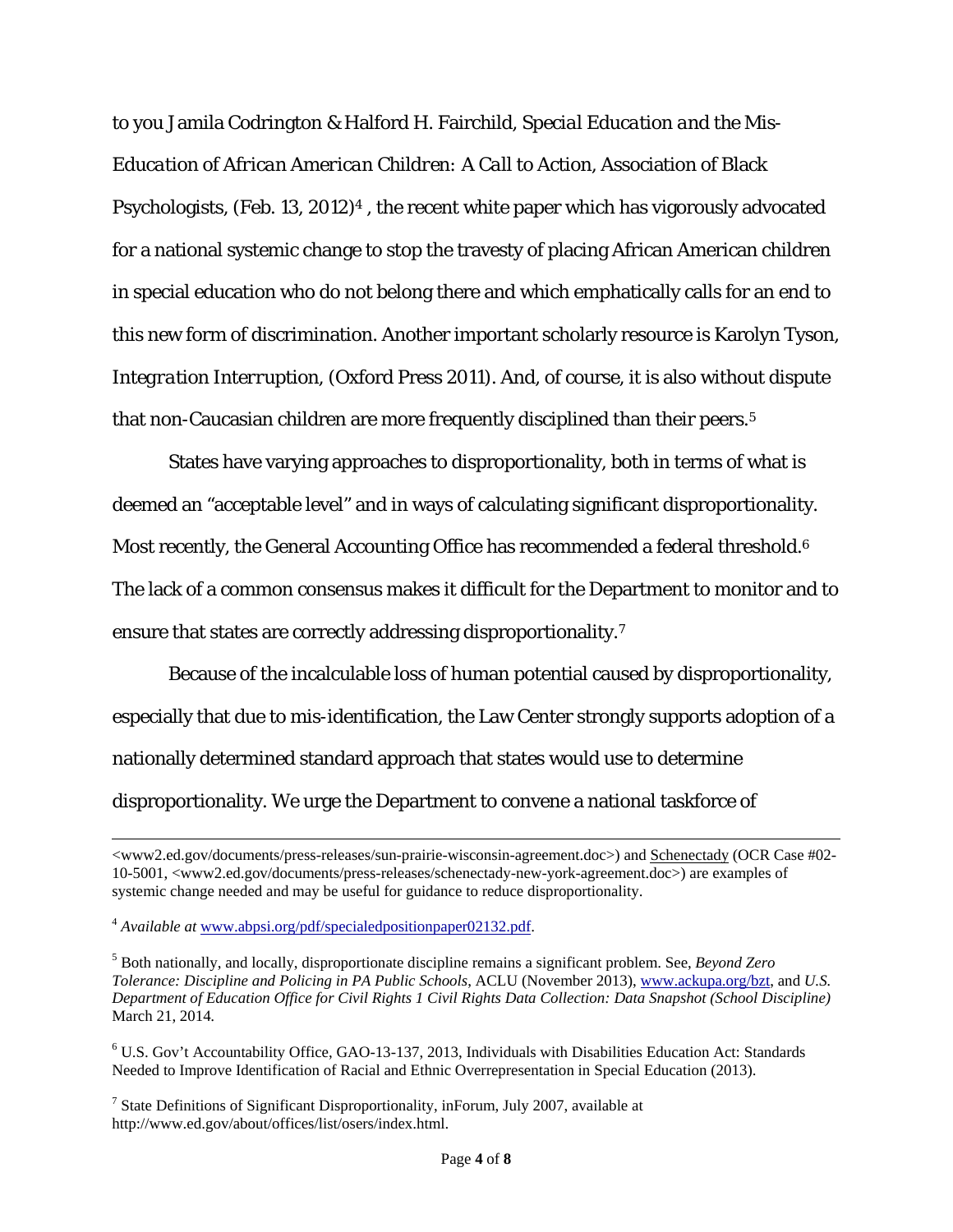to you Jamila Codrington & Halford H. Fairchild, *Special Education and the Mis-Education of African American Children: A Call to Action*, Association of Black Psychologists, (Feb. 13, 2012)[4] , the recent white paper which has vigorously advocated for a national systemic change to stop the travesty of placing African American children in special education who do not belong there and which emphatically calls for an end to this new form of discrimination. Another important scholarly resource is Karolyn Tyson, *Integration Interruption*, (Oxford Press 2011). And, of course, it is also without dispute that non-Caucasian children are more frequently disciplined than their peers.[5]

States have varying approaches to disproportionality, both in terms of what is deemed an "acceptable level" and in ways of calculating significant disproportionality. Most recently, the General Accounting Office has recommended a federal threshold.[6] The lack of a common consensus makes it difficult for the Department to monitor and to ensure that states are correctly addressing disproportionality.[7]

Because of the incalculable loss of human potential caused by disproportionality, especially that due to mis-identification, the Law Center strongly supports adoption of a nationally determined standard approach that states would use to determine disproportionality. We urge the Department to convene a national taskforce of

---

<www2.ed.gov/documents/press-releases/sun-prairie-wisconsin-agreement.doc>) and Schenectady (OCR Case #02-10-5001, <www2.ed.gov/documents/press-releases/schenectady-new-york-agreement.doc>) are examples of systemic change needed and may be useful for guidance to reduce disproportionality.

[4] *Available at* www.abpsi.org/pdf/specialedpositionpaper02132.pdf.

[5] Both nationally, and locally, disproportionate discipline remains a significant problem. See, *Beyond Zero Tolerance: Discipline and Policing in PA Public Schools*, ACLU (November 2013), www.ackupa.org/bzt, and *U.S. Department of Education Office for Civil Rights 1 Civil Rights Data Collection: Data Snapshot (School Discipline)* March 21, 2014.

[6] U.S. Gov't Accountability Office, GAO-13-137, 2013, Individuals with Disabilities Education Act: Standards Needed to Improve Identification of Racial and Ethnic Overrepresentation in Special Education (2013).

[7] State Definitions of Significant Disproportionality, inForum, July 2007, available at http://www.ed.gov/about/offices/list/osers/index.html.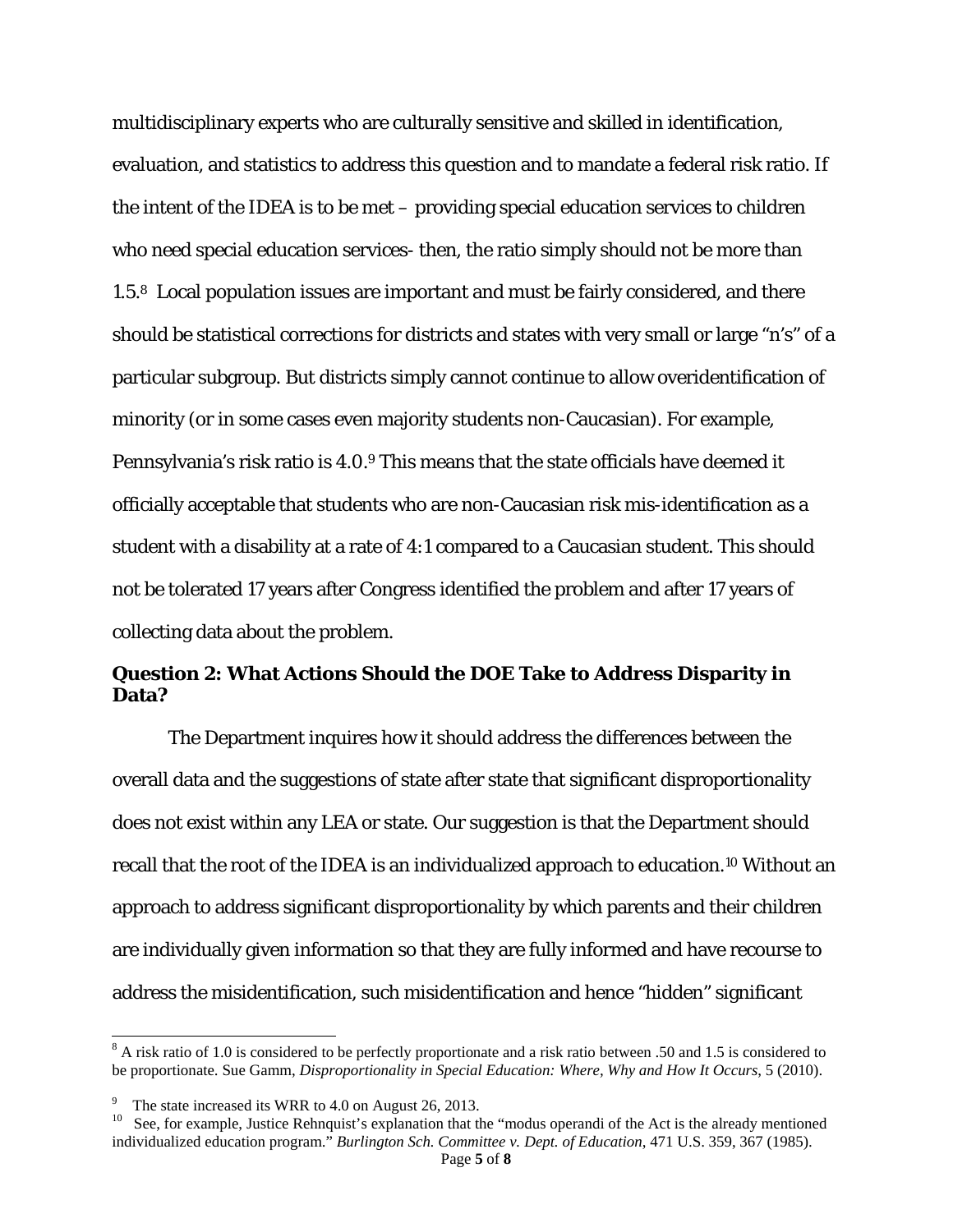multidisciplinary experts who are culturally sensitive and skilled in identification, evaluation, and statistics to address this question and to mandate a federal risk ratio. If the intent of the IDEA is to be met – providing special education services to children who need special education services- then, the ratio simply should not be more than 1.5.[8] Local population issues are important and must be fairly considered, and there should be statistical corrections for districts and states with very small or large "n's" of a particular subgroup. But districts simply cannot continue to allow overidentification of minority (or in some cases even majority students non-Caucasian). For example, Pennsylvania's risk ratio is 4.0.[9] This means that the state officials have deemed it officially acceptable that students who are non-Caucasian risk mis-identification as a student with a disability at a rate of 4:1 compared to a Caucasian student. This should not be tolerated 17 years after Congress identified the problem and after 17 years of collecting data about the problem.

**Question 2: What Actions Should the DOE Take to Address Disparity in Data?**

The Department inquires how it should address the differences between the overall data and the suggestions of state after state that significant disproportionality does not exist within any LEA or state. Our suggestion is that the Department should recall that the root of the IDEA is an individualized approach to education.[10] Without an approach to address significant disproportionality by which parents and their children are individually given information so that they are fully informed and have recourse to address the misidentification, such misidentification and hence "hidden" significant

---

[8] A risk ratio of 1.0 is considered to be perfectly proportionate and a risk ratio between .50 and 1.5 is considered to be proportionate. Sue Gamm, *Disproportionality in Special Education: Where, Why and How It Occurs*, 5 (2010).

[9] The state increased its WRR to 4.0 on August 26, 2013.

[10] See, for example, Justice Rehnquist's explanation that the "modus operandi of the Act is the already mentioned individualized education program." *Burlington Sch. Committee v. Dept. of Education*, 471 U.S. 359, 367 (1985).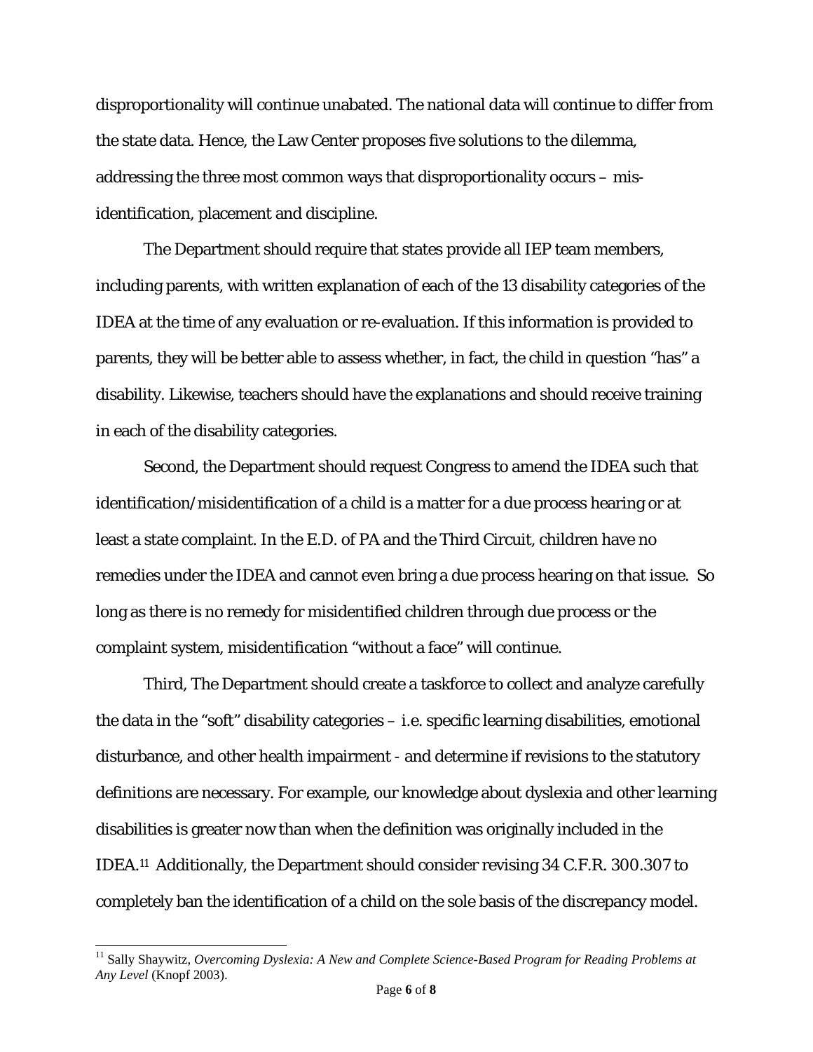disproportionality will continue unabated. The national data will continue to differ from the state data. Hence, the Law Center proposes five solutions to the dilemma, addressing the three most common ways that disproportionality occurs – mis-identification, placement and discipline.

The Department should require that states provide all IEP team members, including parents, with written explanation of each of the 13 disability categories of the IDEA at the time of any evaluation or re-evaluation. If this information is provided to parents, they will be better able to assess whether, in fact, the child in question "has" a disability. Likewise, teachers should have the explanations and should receive training in each of the disability categories.

Second, the Department should request Congress to amend the IDEA such that identification/misidentification of a child is a matter for a due process hearing or at least a state complaint. In the E.D. of PA and the Third Circuit, children have no remedies under the IDEA and cannot even bring a due process hearing on that issue. So long as there is no remedy for misidentified children through due process or the complaint system, misidentification "without a face" will continue.

Third, The Department should create a taskforce to collect and analyze carefully the data in the "soft" disability categories – i.e. specific learning disabilities, emotional disturbance, and other health impairment - and determine if revisions to the statutory definitions are necessary. For example, our knowledge about dyslexia and other learning disabilities is greater now than when the definition was originally included in the IDEA.[11] Additionally, the Department should consider revising 34 C.F.R. 300.307 to completely ban the identification of a child on the sole basis of the discrepancy model.

---

[11] Sally Shaywitz, *Overcoming Dyslexia: A New and Complete Science-Based Program for Reading Problems at Any Level* (Knopf 2003).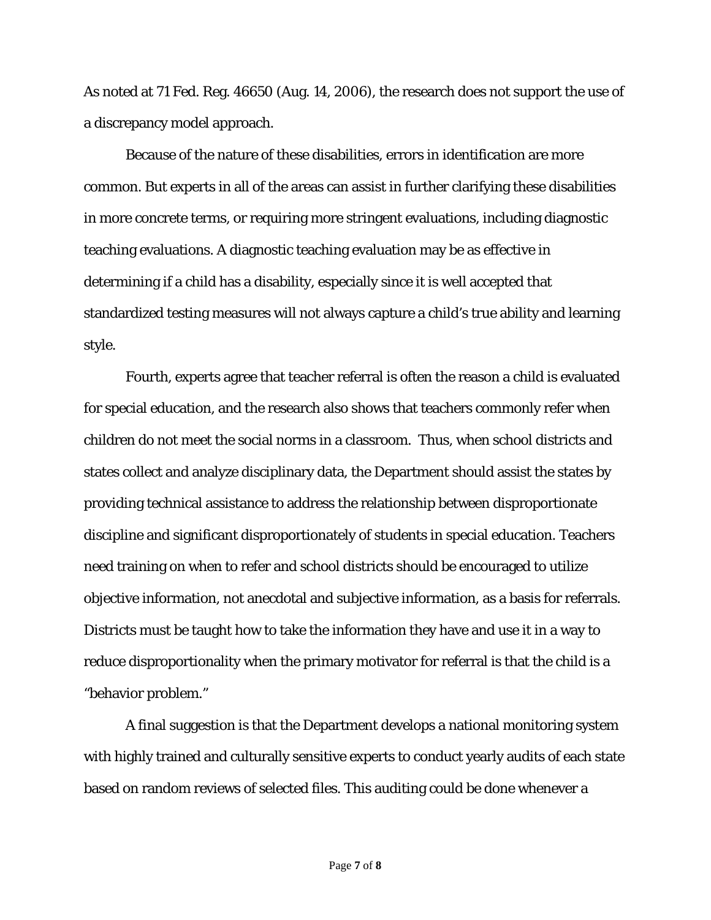As noted at 71 Fed. Reg. 46650 (Aug. 14, 2006), the research does not support the use of a discrepancy model approach.

Because of the nature of these disabilities, errors in identification are more common. But experts in all of the areas can assist in further clarifying these disabilities in more concrete terms, or requiring more stringent evaluations, including diagnostic teaching evaluations. A diagnostic teaching evaluation may be as effective in determining if a child has a disability, especially since it is well accepted that standardized testing measures will not always capture a child's true ability and learning style.

Fourth, experts agree that teacher referral is often the reason a child is evaluated for special education, and the research also shows that teachers commonly refer when children do not meet the social norms in a classroom. Thus, when school districts and states collect and analyze disciplinary data, the Department should assist the states by providing technical assistance to address the relationship between disproportionate discipline and significant disproportionately of students in special education. Teachers need training on when to refer and school districts should be encouraged to utilize objective information, not anecdotal and subjective information, as a basis for referrals. Districts must be taught how to take the information they have and use it in a way to reduce disproportionality when the primary motivator for referral is that the child is a "behavior problem."

A final suggestion is that the Department develops a national monitoring system with highly trained and culturally sensitive experts to conduct yearly audits of each state based on random reviews of selected files. This auditing could be done whenever a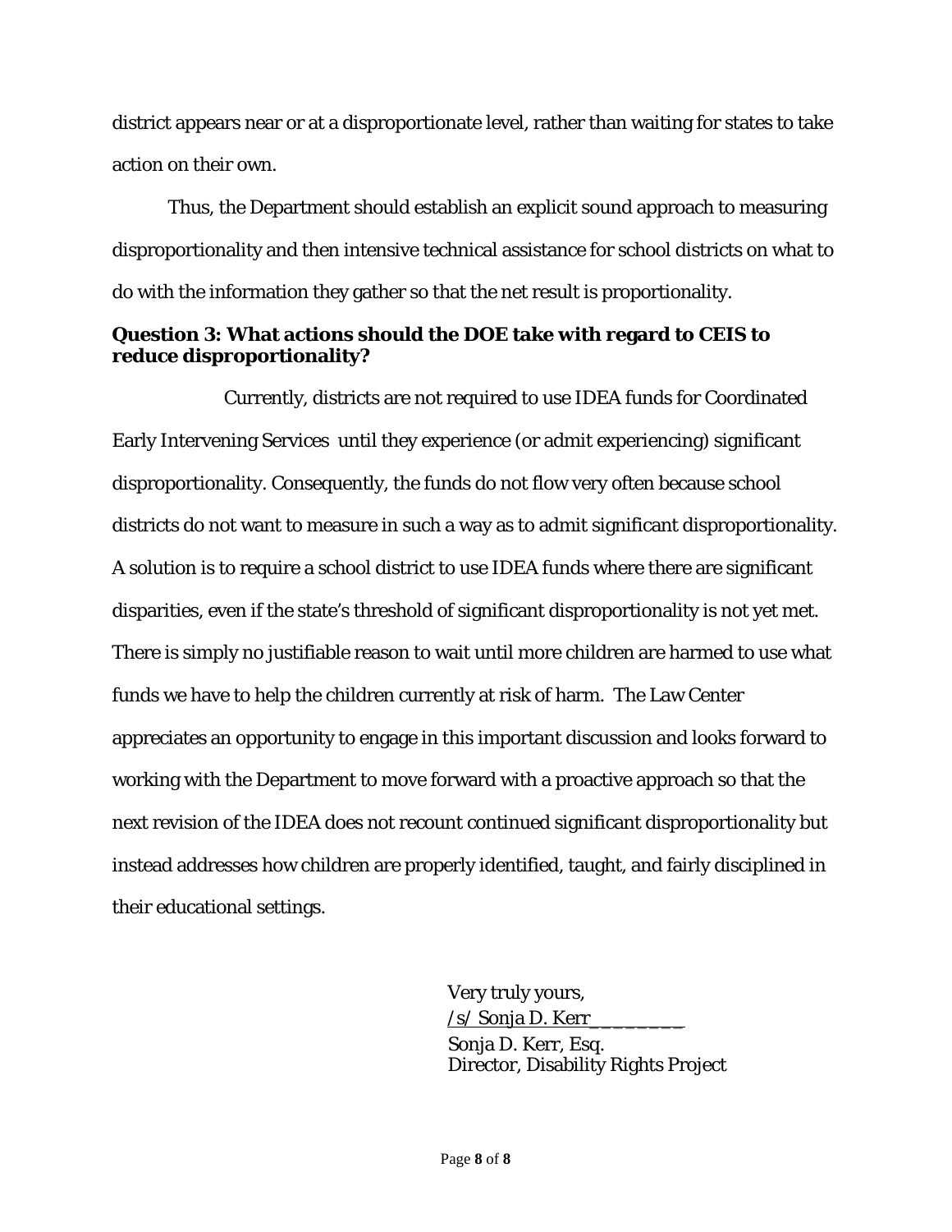district appears near or at a disproportionate level, rather than waiting for states to take action on their own.

Thus, the Department should establish an explicit sound approach to measuring disproportionality and then intensive technical assistance for school districts on what to do with the information they gather so that the net result is proportionality.

**Question 3: What actions should the DOE take with regard to CEIS to reduce disproportionality?**

Currently, districts are not required to use IDEA funds for Coordinated Early Intervening Services until they experience (or admit experiencing) significant disproportionality. Consequently, the funds do not flow very often because school districts do not want to measure in such a way as to admit significant disproportionality. A solution is to require a school district to use IDEA funds where there are significant disparities, even if the state's threshold of significant disproportionality is not yet met. There is simply no justifiable reason to wait until more children are harmed to use what funds we have to help the children currently at risk of harm. The Law Center appreciates an opportunity to engage in this important discussion and looks forward to working with the Department to move forward with a proactive approach so that the next revision of the IDEA does not recount continued significant disproportionality but instead addresses how children are properly identified, taught, and fairly disciplined in their educational settings.

Very truly yours,
/s/ Sonja D. Kerr________
Sonja D. Kerr, Esq.
Director, Disability Rights Project